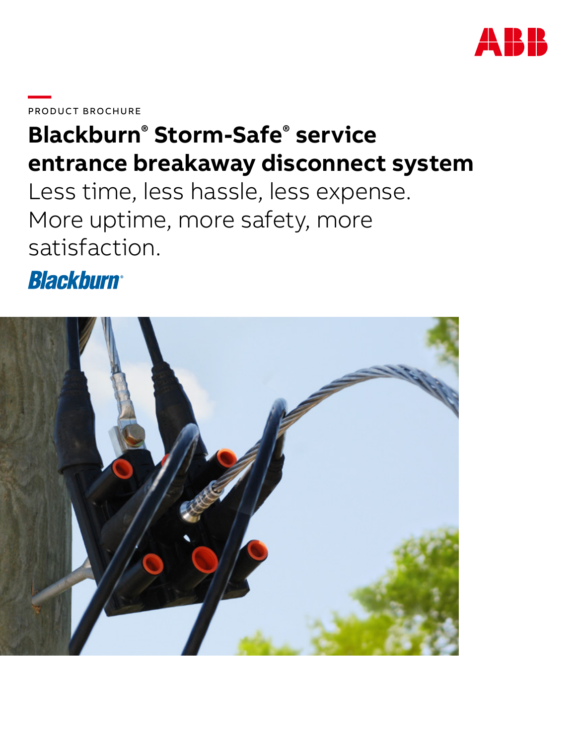PRODUCT BROCHURE

# Blackburn® Storm-Safe® service entrance breakaway disconnect system

Less time, less hassle, less expense. More uptime, more safety, more satisfaction.

Blackburn®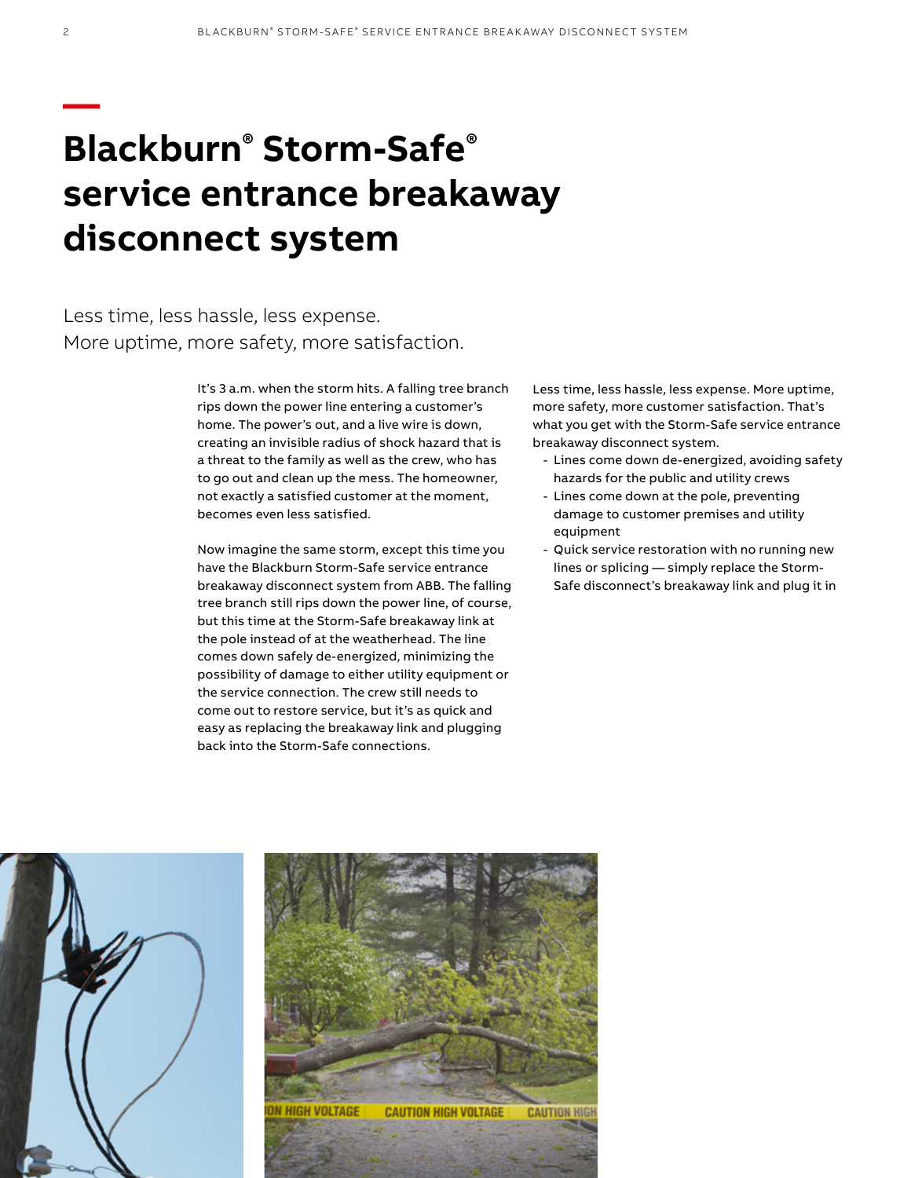# Blackburn® Storm-Safe® service entrance breakaway disconnect system

Less time, less hassle, less expense.
More uptime, more safety, more satisfaction.

It's 3 a.m. when the storm hits. A falling tree branch rips down the power line entering a customer's home. The power's out, and a live wire is down, creating an invisible radius of shock hazard that is a threat to the family as well as the crew, who has to go out and clean up the mess. The homeowner, not exactly a satisfied customer at the moment, becomes even less satisfied.

Now imagine the same storm, except this time you have the Blackburn Storm-Safe service entrance breakaway disconnect system from ABB. The falling tree branch still rips down the power line, of course, but this time at the Storm-Safe breakaway link at the pole instead of at the weatherhead. The line comes down safely de-energized, minimizing the possibility of damage to either utility equipment or the service connection. The crew still needs to come out to restore service, but it's as quick and easy as replacing the breakaway link and plugging back into the Storm-Safe connections.

Less time, less hassle, less expense. More uptime, more safety, more customer satisfaction. That's what you get with the Storm-Safe service entrance breakaway disconnect system.

- Lines come down de-energized, avoiding safety hazards for the public and utility crews
- Lines come down at the pole, preventing damage to customer premises and utility equipment
- Quick service restoration with no running new lines or splicing — simply replace the Storm-Safe disconnect's breakaway link and plug it in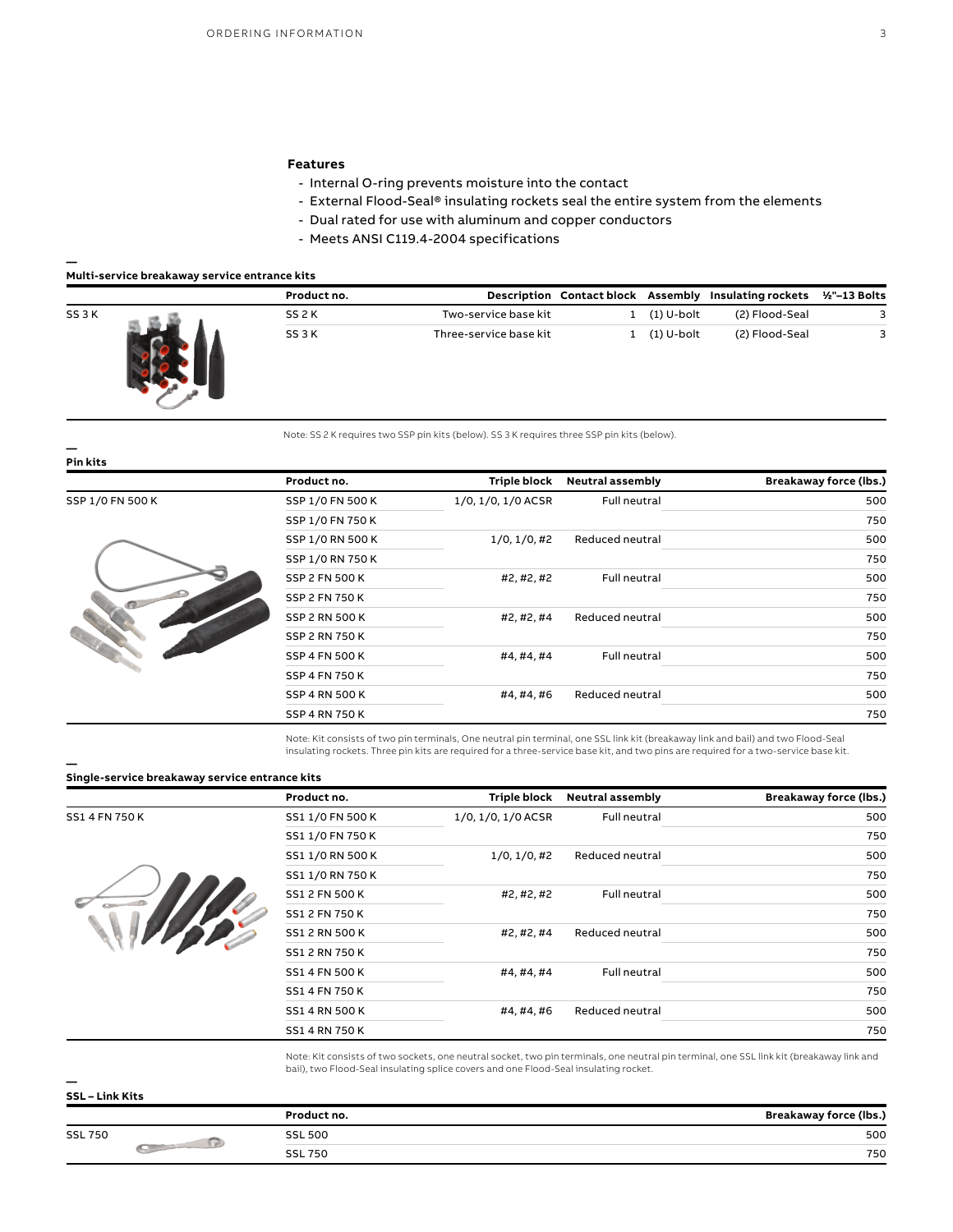**Features**

- Internal O-ring prevents moisture into the contact
- External Flood-Seal® insulating rockets seal the entire system from the elements
- Dual rated for use with aluminum and copper conductors
- Meets ANSI C119.4-2004 specifications

## Multi-service breakaway service entrance kits

| | Product no. | Description | Contact block | Assembly | Insulating rockets | ½"–13 Bolts |
|---|---|---|---|---|---|---|
| SS 3 K | SS 2 K | Two-service base kit | 1 | (1) U-bolt | (2) Flood-Seal | 3 |
| | SS 3 K | Three-service base kit | 1 | (1) U-bolt | (2) Flood-Seal | 3 |

Note: SS 2 K requires two SSP pin kits (below). SS 3 K requires three SSP pin kits (below).

## Pin kits

| | Product no. | Triple block | Neutral assembly | Breakaway force (lbs.) |
|---|---|---|---|---|
| SSP 1/0 FN 500 K | SSP 1/0 FN 500 K | 1/0, 1/0, 1/0 ACSR | Full neutral | 500 |
| | SSP 1/0 FN 750 K | | | 750 |
| | SSP 1/0 RN 500 K | 1/0, 1/0, #2 | Reduced neutral | 500 |
| | SSP 1/0 RN 750 K | | | 750 |
| | SSP 2 FN 500 K | #2, #2, #2 | Full neutral | 500 |
| | SSP 2 FN 750 K | | | 750 |
| | SSP 2 RN 500 K | #2, #2, #4 | Reduced neutral | 500 |
| | SSP 2 RN 750 K | | | 750 |
| | SSP 4 FN 500 K | #4, #4, #4 | Full neutral | 500 |
| | SSP 4 FN 750 K | | | 750 |
| | SSP 4 RN 500 K | #4, #4, #6 | Reduced neutral | 500 |
| | SSP 4 RN 750 K | | | 750 |

Note: Kit consists of two pin terminals, One neutral pin terminal, one SSL link kit (breakaway link and bail) and two Flood-Seal insulating rockets. Three pin kits are required for a three-service base kit, and two pins are required for a two-service base kit.

## Single-service breakaway service entrance kits

| | Product no. | Triple block | Neutral assembly | Breakaway force (lbs.) |
|---|---|---|---|---|
| SS1 4 FN 750 K | SS1 1/0 FN 500 K | 1/0, 1/0, 1/0 ACSR | Full neutral | 500 |
| | SS1 1/0 FN 750 K | | | 750 |
| | SS1 1/0 RN 500 K | 1/0, 1/0, #2 | Reduced neutral | 500 |
| | SS1 1/0 RN 750 K | | | 750 |
| | SS1 2 FN 500 K | #2, #2, #2 | Full neutral | 500 |
| | SS1 2 FN 750 K | | | 750 |
| | SS1 2 RN 500 K | #2, #2, #4 | Reduced neutral | 500 |
| | SS1 2 RN 750 K | | | 750 |
| | SS1 4 FN 500 K | #4, #4, #4 | Full neutral | 500 |
| | SS1 4 FN 750 K | | | 750 |
| | SS1 4 RN 500 K | #4, #4, #6 | Reduced neutral | 500 |
| | SS1 4 RN 750 K | | | 750 |

Note: Kit consists of two sockets, one neutral socket, two pin terminals, one neutral pin terminal, one SSL link kit (breakaway link and bail), two Flood-Seal insulating splice covers and one Flood-Seal insulating rocket.

## SSL – Link Kits

| | Product no. | Breakaway force (lbs.) |
|---|---|---|
| SSL 750 | SSL 500 | 500 |
| | SSL 750 | 750 |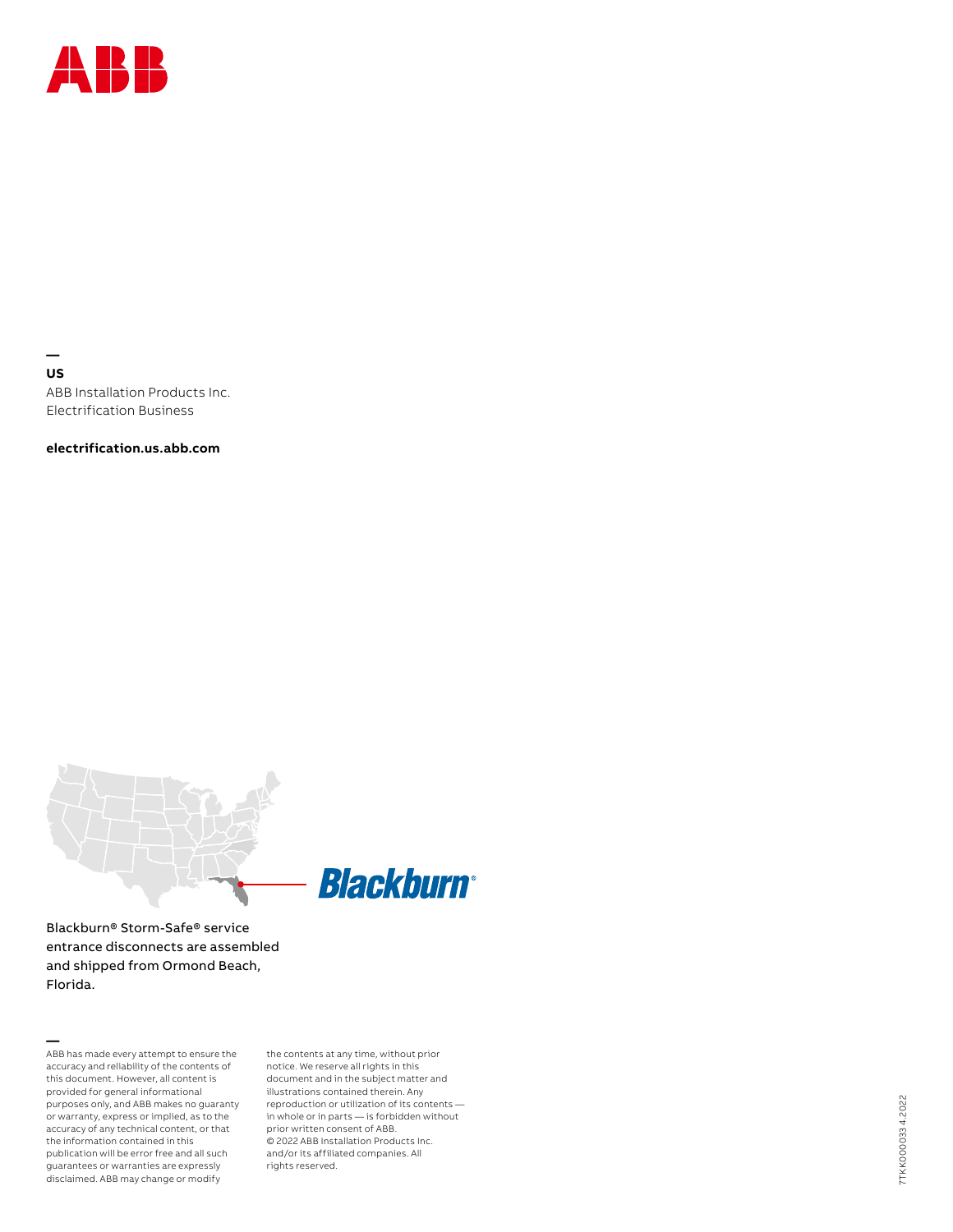ABB

—

**US**

ABB Installation Products Inc.
Electrification Business

**electrification.us.abb.com**

Blackburn®

Blackburn® Storm-Safe® service entrance disconnects are assembled and shipped from Ormond Beach, Florida.

—

ABB has made every attempt to ensure the accuracy and reliability of the contents of this document. However, all content is provided for general informational purposes only, and ABB makes no guaranty or warranty, express or implied, as to the accuracy of any technical content, or that the information contained in this publication will be error free and all such guarantees or warranties are expressly disclaimed. ABB may change or modify the contents at any time, without prior notice. We reserve all rights in this document and in the subject matter and illustrations contained therein. Any reproduction or utilization of its contents — in whole or in parts — is forbidden without prior written consent of ABB.
© 2022 ABB Installation Products Inc. and/or its affiliated companies. All rights reserved.

7TKK000033 4.2022